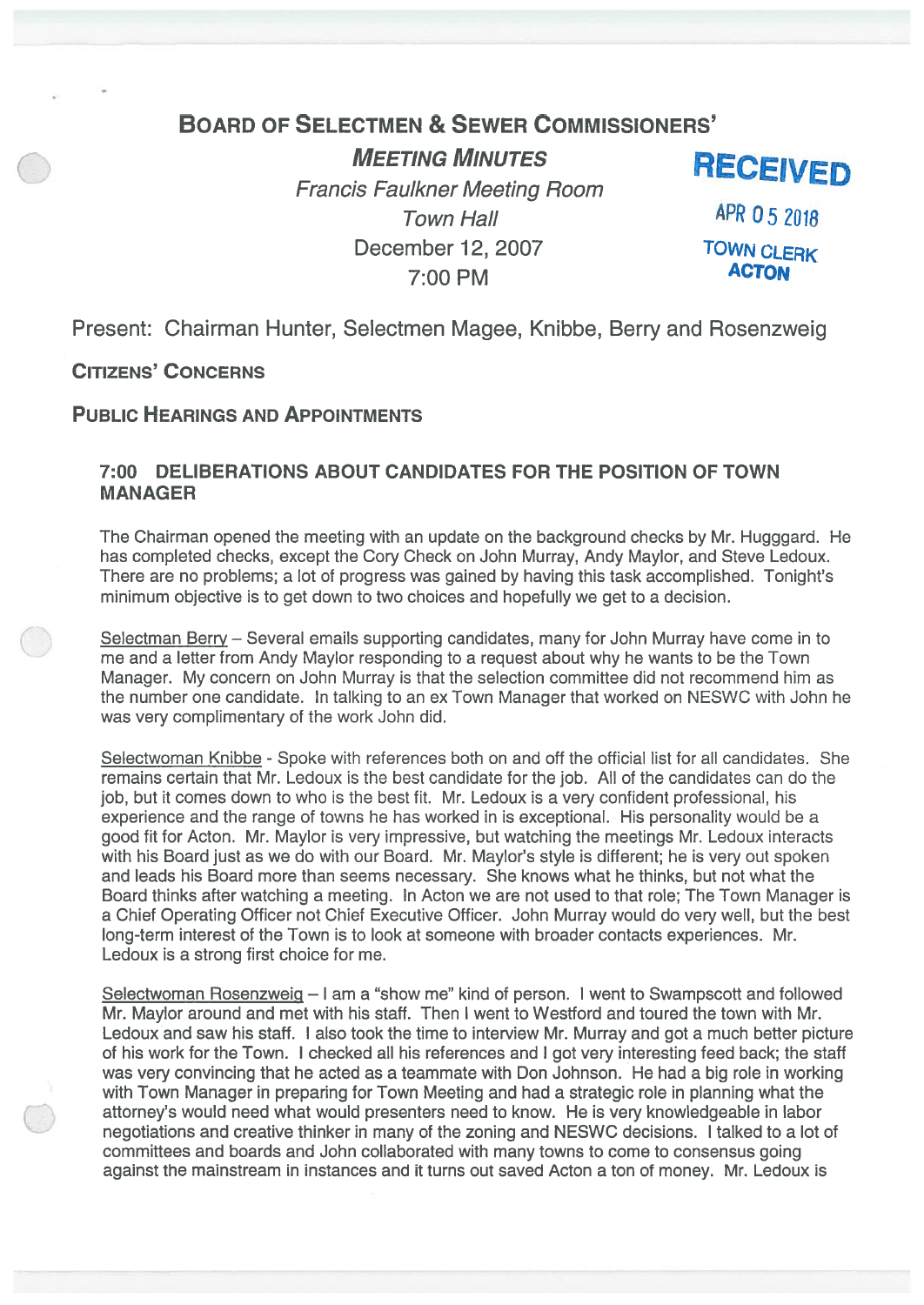# Board of Selectmen & Sewer Commissioners'

***Meeting Minutes***

*Francis Faulkner Meeting Room*

*Town Hall*

December 12, 2007

7:00 PM

**RECEIVED**

APR 05 2018

TOWN CLERK
ACTON

Present: Chairman Hunter, Selectmen Magee, Knibbe, Berry and Rosenzweig

## Citizens' Concerns

## Public Hearings and Appointments

### 7:00 DELIBERATIONS ABOUT CANDIDATES FOR THE POSITION OF TOWN MANAGER

The Chairman opened the meeting with an update on the background checks by Mr. Hugggard. He has completed checks, except the Cory Check on John Murray, Andy Maylor, and Steve Ledoux. There are no problems; a lot of progress was gained by having this task accomplished. Tonight's minimum objective is to get down to two choices and hopefully we get to a decision.

Selectman Berry – Several emails supporting candidates, many for John Murray have come in to me and a letter from Andy Maylor responding to a request about why he wants to be the Town Manager. My concern on John Murray is that the selection committee did not recommend him as the number one candidate. In talking to an ex Town Manager that worked on NESWC with John he was very complimentary of the work John did.

Selectwoman Knibbe - Spoke with references both on and off the official list for all candidates. She remains certain that Mr. Ledoux is the best candidate for the job. All of the candidates can do the job, but it comes down to who is the best fit. Mr. Ledoux is a very confident professional, his experience and the range of towns he has worked in is exceptional. His personality would be a good fit for Acton. Mr. Maylor is very impressive, but watching the meetings Mr. Ledoux interacts with his Board just as we do with our Board. Mr. Maylor's style is different; he is very out spoken and leads his Board more than seems necessary. She knows what he thinks, but not what the Board thinks after watching a meeting. In Acton we are not used to that role; The Town Manager is a Chief Operating Officer not Chief Executive Officer. John Murray would do very well, but the best long-term interest of the Town is to look at someone with broader contacts experiences. Mr. Ledoux is a strong first choice for me.

Selectwoman Rosenzweig – I am a "show me" kind of person. I went to Swampscott and followed Mr. Maylor around and met with his staff. Then I went to Westford and toured the town with Mr. Ledoux and saw his staff. I also took the time to interview Mr. Murray and got a much better picture of his work for the Town. I checked all his references and I got very interesting feed back; the staff was very convincing that he acted as a teammate with Don Johnson. He had a big role in working with Town Manager in preparing for Town Meeting and had a strategic role in planning what the attorney's would need what would presenters need to know. He is very knowledgeable in labor negotiations and creative thinker in many of the zoning and NESWC decisions. I talked to a lot of committees and boards and John collaborated with many towns to come to consensus going against the mainstream in instances and it turns out saved Acton a ton of money. Mr. Ledoux is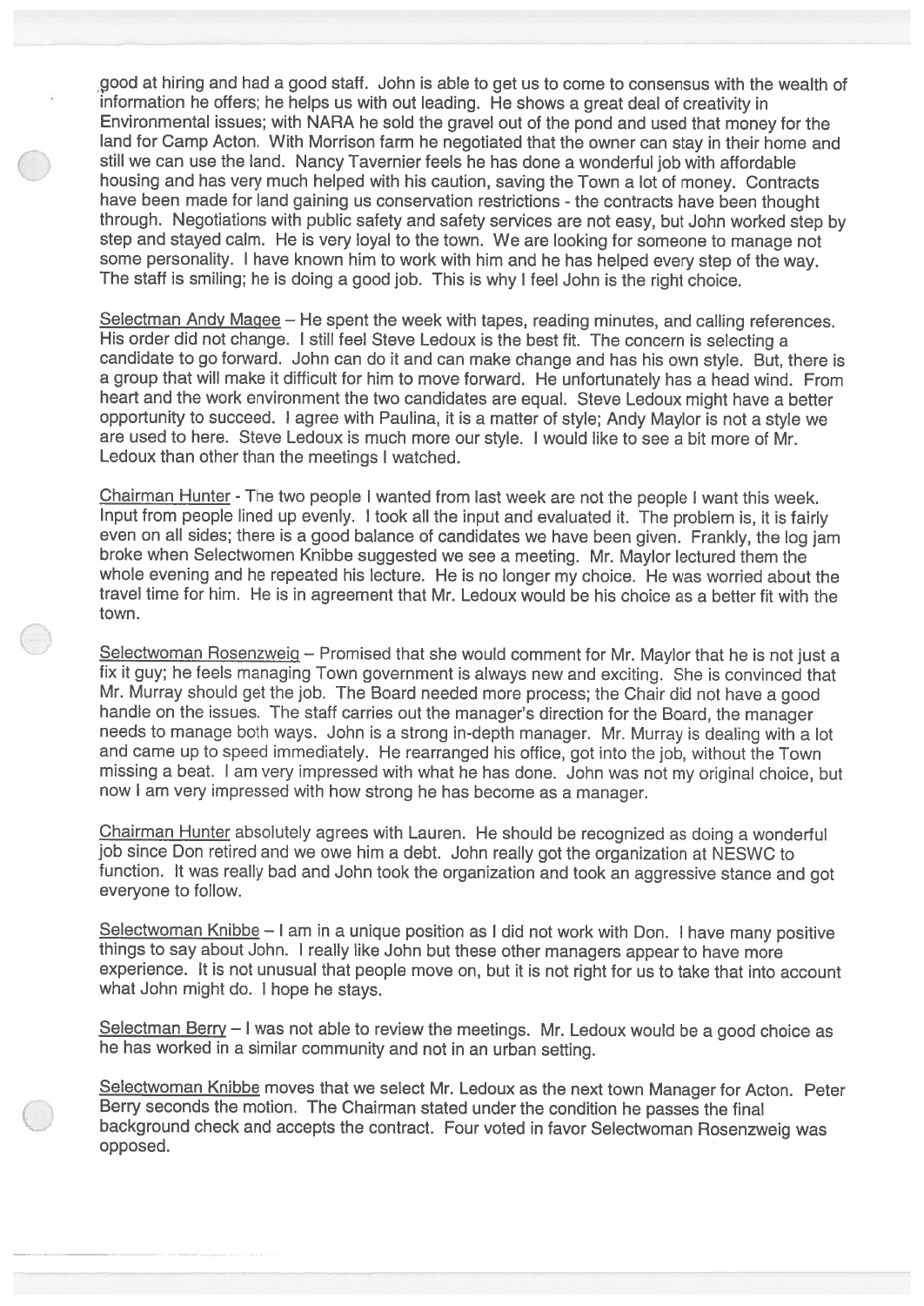good at hiring and had a good staff. John is able to get us to come to consensus with the wealth of information he offers; he helps us with out leading. He shows a great deal of creativity in Environmental issues; with NARA he sold the gravel out of the pond and used that money for the land for Camp Acton. With Morrison farm he negotiated that the owner can stay in their home and still we can use the land. Nancy Tavernier feels he has done a wonderful job with affordable housing and has very much helped with his caution, saving the Town a lot of money. Contracts have been made for land gaining us conservation restrictions - the contracts have been thought through. Negotiations with public safety and safety services are not easy, but John worked step by step and stayed calm. He is very loyal to the town. We are looking for someone to manage not some personality. I have known him to work with him and he has helped every step of the way. The staff is smiling; he is doing a good job. This is why I feel John is the right choice.

Selectman Andy Magee – He spent the week with tapes, reading minutes, and calling references. His order did not change. I still feel Steve Ledoux is the best fit. The concern is selecting a candidate to go forward. John can do it and can make change and has his own style. But, there is a group that will make it difficult for him to move forward. He unfortunately has a head wind. From heart and the work environment the two candidates are equal. Steve Ledoux might have a better opportunity to succeed. I agree with Paulina, it is a matter of style; Andy Maylor is not a style we are used to here. Steve Ledoux is much more our style. I would like to see a bit more of Mr. Ledoux than other than the meetings I watched.

Chairman Hunter - The two people I wanted from last week are not the people I want this week. Input from people lined up evenly. I took all the input and evaluated it. The problem is, it is fairly even on all sides; there is a good balance of candidates we have been given. Frankly, the log jam broke when Selectwomen Knibbe suggested we see a meeting. Mr. Maylor lectured them the whole evening and he repeated his lecture. He is no longer my choice. He was worried about the travel time for him. He is in agreement that Mr. Ledoux would be his choice as a better fit with the town.

Selectwoman Rosenzweig – Promised that she would comment for Mr. Maylor that he is not just a fix it guy; he feels managing Town government is always new and exciting. She is convinced that Mr. Murray should get the job. The Board needed more process; the Chair did not have a good handle on the issues. The staff carries out the manager's direction for the Board, the manager needs to manage both ways. John is a strong in-depth manager. Mr. Murray is dealing with a lot and came up to speed immediately. He rearranged his office, got into the job, without the Town missing a beat. I am very impressed with what he has done. John was not my original choice, but now I am very impressed with how strong he has become as a manager.

Chairman Hunter absolutely agrees with Lauren. He should be recognized as doing a wonderful job since Don retired and we owe him a debt. John really got the organization at NESWC to function. It was really bad and John took the organization and took an aggressive stance and got everyone to follow.

Selectwoman Knibbe – I am in a unique position as I did not work with Don. I have many positive things to say about John. I really like John but these other managers appear to have more experience. It is not unusual that people move on, but it is not right for us to take that into account what John might do. I hope he stays.

Selectman Berry – I was not able to review the meetings. Mr. Ledoux would be a good choice as he has worked in a similar community and not in an urban setting.

Selectwoman Knibbe moves that we select Mr. Ledoux as the next town Manager for Acton. Peter Berry seconds the motion. The Chairman stated under the condition he passes the final background check and accepts the contract. Four voted in favor Selectwoman Rosenzweig was opposed.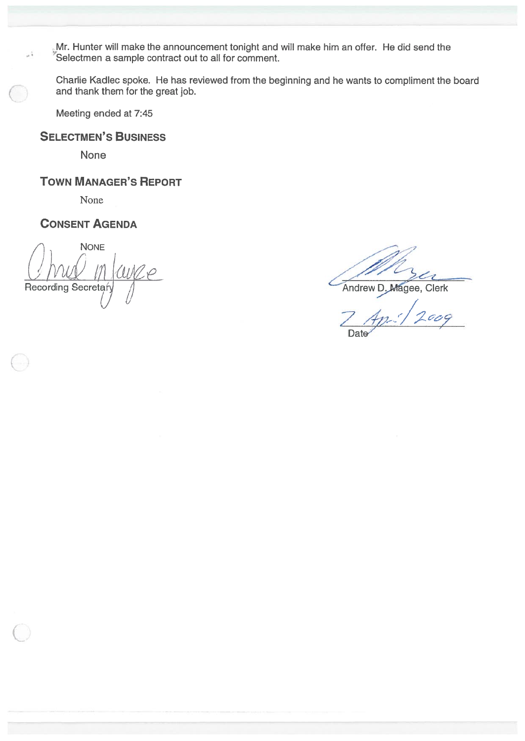Mr. Hunter will make the announcement tonight and will make him an offer. He did send the Selectmen a sample contract out to all for comment.

Charlie Kadlec spoke. He has reviewed from the beginning and he wants to compliment the board and thank them for the great job.

Meeting ended at 7:45

## Selectmen's Business

None

## Town Manager's Report

None

## Consent Agenda

None

Recording Secretary

Andrew D. Magee, Clerk

2 Apr. 2009

Date